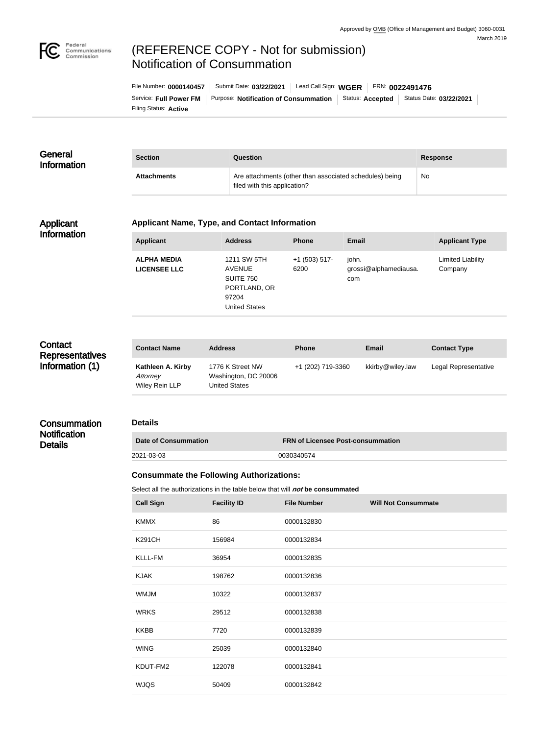Approved by OMB (Office of Management and Budget) 3060-0031
March 2019

# (REFERENCE COPY - Not for submission) Notification of Consummation

File Number: **0000140457** | Submit Date: **03/22/2021** | Lead Call Sign: **WGER** | FRN: **0022491476**
Service: **Full Power FM** | Purpose: **Notification of Consummation** | Status: **Accepted** | Status Date: **03/22/2021**
Filing Status: **Active**

## General Information

| Section | Question | Response |
|---|---|---|
| **Attachments** | Are attachments (other than associated schedules) being filed with this application? | No |

## Applicant Information

### Applicant Name, Type, and Contact Information

| Applicant | Address | Phone | Email | Applicant Type |
|---|---|---|---|---|
| **ALPHA MEDIA LICENSEE LLC** | 1211 SW 5TH AVENUE SUITE 750 PORTLAND, OR 97204 United States | +1 (503) 517-6200 | john.grossi@alphamediausa.com | Limited Liability Company |

## Contact Representatives Information (1)

| Contact Name | Address | Phone | Email | Contact Type |
|---|---|---|---|---|
| **Kathleen A. Kirby** *Attorney* Wiley Rein LLP | 1776 K Street NW Washington, DC 20006 United States | +1 (202) 719-3360 | kkirby@wiley.law | Legal Representative |

## Consummation Notification Details

### Details

| Date of Consummation | FRN of Licensee Post-consummation |
|---|---|
| 2021-03-03 | 0030340574 |

### Consummate the Following Authorizations:

Select all the authorizations in the table below that will ***not*** **be consummated**

| Call Sign | Facility ID | File Number | Will Not Consummate |
|---|---|---|---|
| KMMX | 86 | 0000132830 | |
| K291CH | 156984 | 0000132834 | |
| KLLL-FM | 36954 | 0000132835 | |
| KJAK | 198762 | 0000132836 | |
| WMJM | 10322 | 0000132837 | |
| WRKS | 29512 | 0000132838 | |
| KKBB | 7720 | 0000132839 | |
| WING | 25039 | 0000132840 | |
| KDUT-FM2 | 122078 | 0000132841 | |
| WJQS | 50409 | 0000132842 | |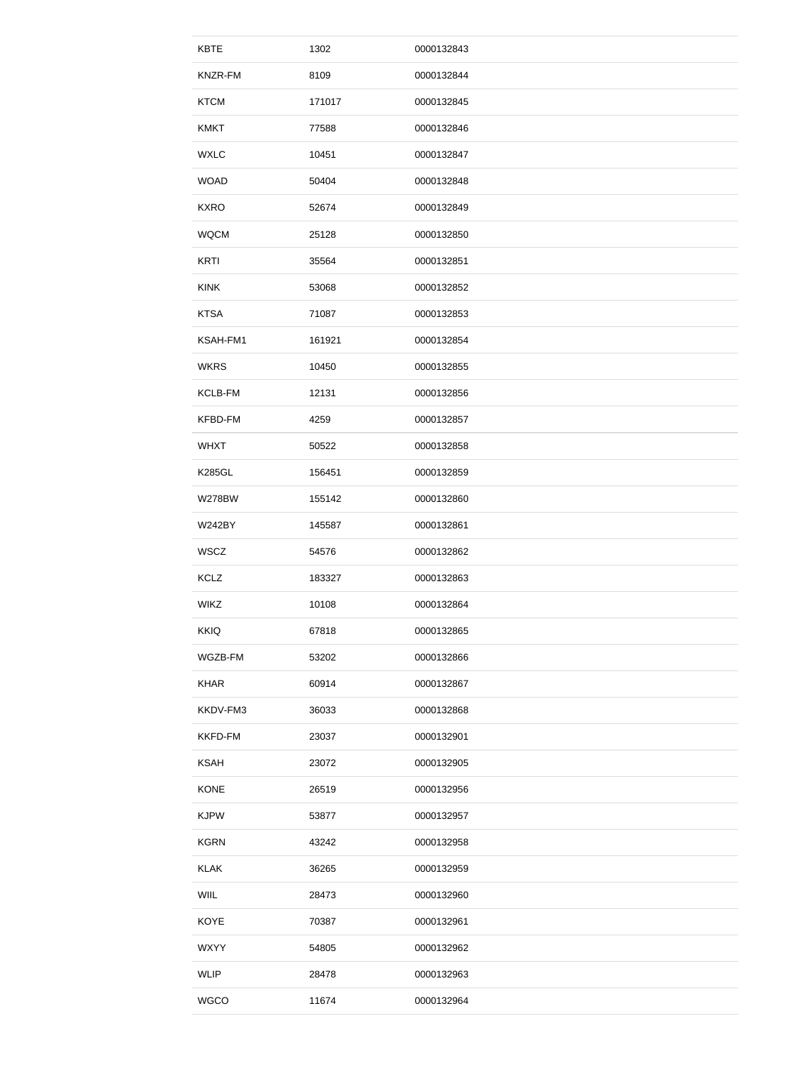| | | |
|---|---|---|
| KBTE | 1302 | 0000132843 |
| KNZR-FM | 8109 | 0000132844 |
| KTCM | 171017 | 0000132845 |
| KMKT | 77588 | 0000132846 |
| WXLC | 10451 | 0000132847 |
| WOAD | 50404 | 0000132848 |
| KXRO | 52674 | 0000132849 |
| WQCM | 25128 | 0000132850 |
| KRTI | 35564 | 0000132851 |
| KINK | 53068 | 0000132852 |
| KTSA | 71087 | 0000132853 |
| KSAH-FM1 | 161921 | 0000132854 |
| WKRS | 10450 | 0000132855 |
| KCLB-FM | 12131 | 0000132856 |
| KFBD-FM | 4259 | 0000132857 |
| WHXT | 50522 | 0000132858 |
| K285GL | 156451 | 0000132859 |
| W278BW | 155142 | 0000132860 |
| W242BY | 145587 | 0000132861 |
| WSCZ | 54576 | 0000132862 |
| KCLZ | 183327 | 0000132863 |
| WIKZ | 10108 | 0000132864 |
| KKIQ | 67818 | 0000132865 |
| WGZB-FM | 53202 | 0000132866 |
| KHAR | 60914 | 0000132867 |
| KKDV-FM3 | 36033 | 0000132868 |
| KKFD-FM | 23037 | 0000132901 |
| KSAH | 23072 | 0000132905 |
| KONE | 26519 | 0000132956 |
| KJPW | 53877 | 0000132957 |
| KGRN | 43242 | 0000132958 |
| KLAK | 36265 | 0000132959 |
| WIIL | 28473 | 0000132960 |
| KOYE | 70387 | 0000132961 |
| WXYY | 54805 | 0000132962 |
| WLIP | 28478 | 0000132963 |
| WGCO | 11674 | 0000132964 |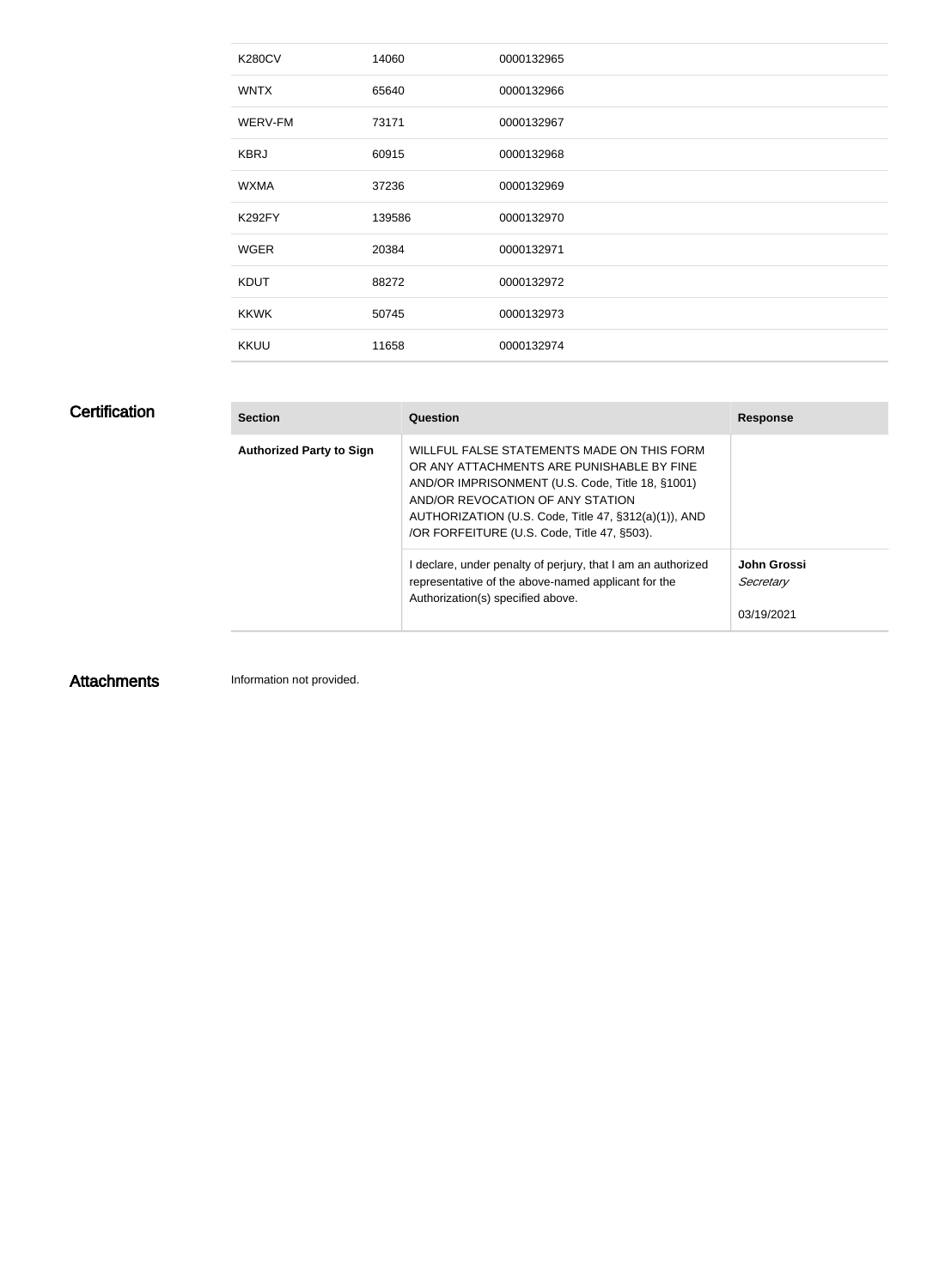| | | |
|---|---|---|
| K280CV | 14060 | 0000132965 |
| WNTX | 65640 | 0000132966 |
| WERV-FM | 73171 | 0000132967 |
| KBRJ | 60915 | 0000132968 |
| WXMA | 37236 | 0000132969 |
| K292FY | 139586 | 0000132970 |
| WGER | 20384 | 0000132971 |
| KDUT | 88272 | 0000132972 |
| KKWK | 50745 | 0000132973 |
| KKUU | 11658 | 0000132974 |

## Certification

| Section | Question | Response |
|---|---|---|
| **Authorized Party to Sign** | WILLFUL FALSE STATEMENTS MADE ON THIS FORM OR ANY ATTACHMENTS ARE PUNISHABLE BY FINE AND/OR IMPRISONMENT (U.S. Code, Title 18, §1001) AND/OR REVOCATION OF ANY STATION AUTHORIZATION (U.S. Code, Title 47, §312(a)(1)), AND /OR FORFEITURE (U.S. Code, Title 47, §503). | |
| | I declare, under penalty of perjury, that I am an authorized representative of the above-named applicant for the Authorization(s) specified above. | **John Grossi** *Secretary* 03/19/2021 |

## Attachments

Information not provided.